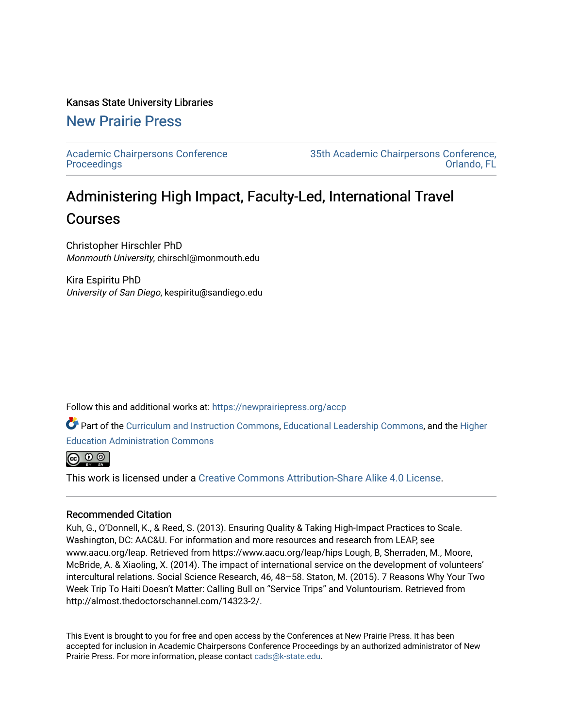Kansas State University Libraries

## New Prairie Press

Academic Chairpersons Conference Proceedings

35th Academic Chairpersons Conference, Orlando, FL

# Administering High Impact, Faculty-Led, International Travel Courses

Christopher Hirschler PhD
*Monmouth University*, chirschl@monmouth.edu

Kira Espiritu PhD
*University of San Diego*, kespiritu@sandiego.edu

Follow this and additional works at: https://newprairiepress.org/accp

Part of the Curriculum and Instruction Commons, Educational Leadership Commons, and the Higher Education Administration Commons

This work is licensed under a Creative Commons Attribution-Share Alike 4.0 License.

### Recommended Citation

Kuh, G., O'Donnell, K., & Reed, S. (2013). Ensuring Quality & Taking High-Impact Practices to Scale. Washington, DC: AAC&U. For information and more resources and research from LEAP, see www.aacu.org/leap. Retrieved from https://www.aacu.org/leap/hips Lough, B, Sherraden, M., Moore, McBride, A. & Xiaoling, X. (2014). The impact of international service on the development of volunteers' intercultural relations. Social Science Research, 46, 48–58. Staton, M. (2015). 7 Reasons Why Your Two Week Trip To Haiti Doesn't Matter: Calling Bull on "Service Trips" and Voluntourism. Retrieved from http://almost.thedoctorschannel.com/14323-2/.

This Event is brought to you for free and open access by the Conferences at New Prairie Press. It has been accepted for inclusion in Academic Chairpersons Conference Proceedings by an authorized administrator of New Prairie Press. For more information, please contact cads@k-state.edu.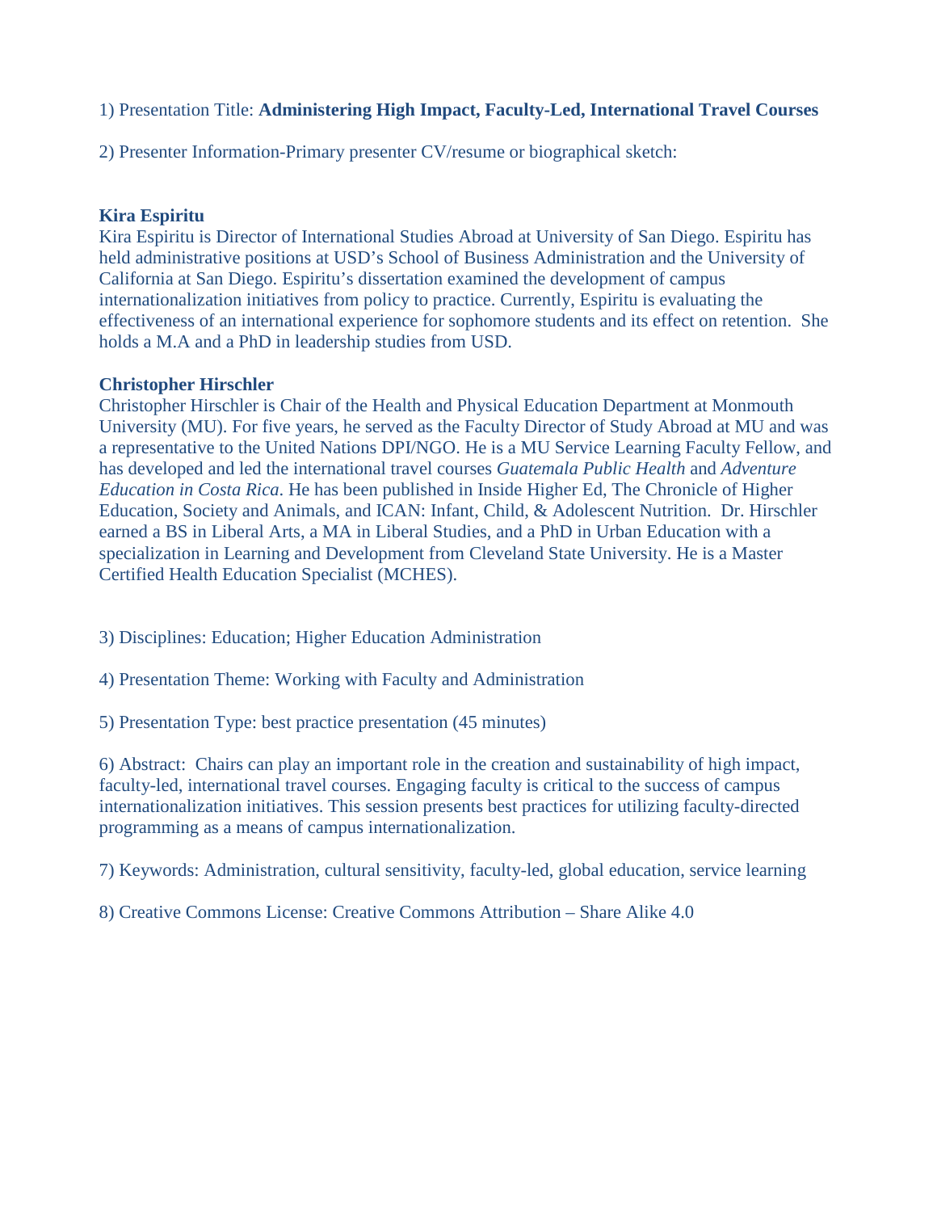1) Presentation Title: **Administering High Impact, Faculty-Led, International Travel Courses**

2) Presenter Information-Primary presenter CV/resume or biographical sketch:

**Kira Espiritu**
Kira Espiritu is Director of International Studies Abroad at University of San Diego. Espiritu has held administrative positions at USD's School of Business Administration and the University of California at San Diego. Espiritu's dissertation examined the development of campus internationalization initiatives from policy to practice. Currently, Espiritu is evaluating the effectiveness of an international experience for sophomore students and its effect on retention. She holds a M.A and a PhD in leadership studies from USD.

**Christopher Hirschler**
Christopher Hirschler is Chair of the Health and Physical Education Department at Monmouth University (MU). For five years, he served as the Faculty Director of Study Abroad at MU and was a representative to the United Nations DPI/NGO. He is a MU Service Learning Faculty Fellow, and has developed and led the international travel courses *Guatemala Public Health* and *Adventure Education in Costa Rica*. He has been published in Inside Higher Ed, The Chronicle of Higher Education, Society and Animals, and ICAN: Infant, Child, & Adolescent Nutrition. Dr. Hirschler earned a BS in Liberal Arts, a MA in Liberal Studies, and a PhD in Urban Education with a specialization in Learning and Development from Cleveland State University. He is a Master Certified Health Education Specialist (MCHES).

3) Disciplines: Education; Higher Education Administration

4) Presentation Theme: Working with Faculty and Administration

5) Presentation Type: best practice presentation (45 minutes)

6) Abstract: Chairs can play an important role in the creation and sustainability of high impact, faculty-led, international travel courses. Engaging faculty is critical to the success of campus internationalization initiatives. This session presents best practices for utilizing faculty-directed programming as a means of campus internationalization.

7) Keywords: Administration, cultural sensitivity, faculty-led, global education, service learning

8) Creative Commons License: Creative Commons Attribution – Share Alike 4.0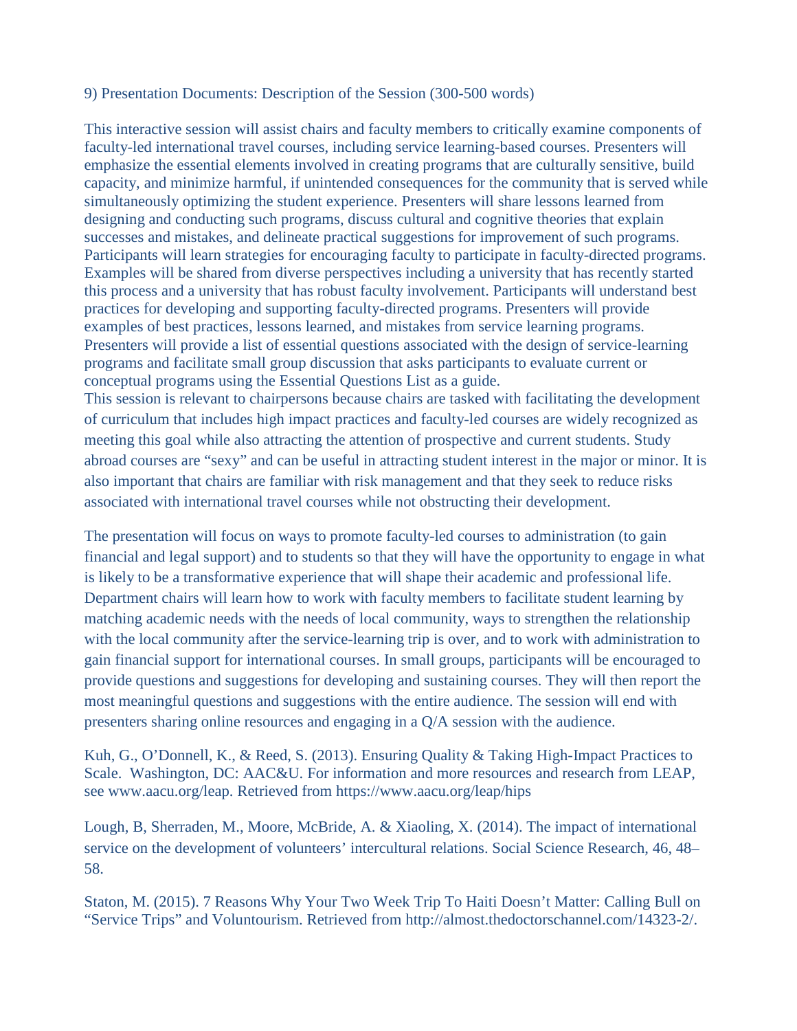9) Presentation Documents: Description of the Session (300-500 words)

This interactive session will assist chairs and faculty members to critically examine components of faculty-led international travel courses, including service learning-based courses. Presenters will emphasize the essential elements involved in creating programs that are culturally sensitive, build capacity, and minimize harmful, if unintended consequences for the community that is served while simultaneously optimizing the student experience. Presenters will share lessons learned from designing and conducting such programs, discuss cultural and cognitive theories that explain successes and mistakes, and delineate practical suggestions for improvement of such programs. Participants will learn strategies for encouraging faculty to participate in faculty-directed programs. Examples will be shared from diverse perspectives including a university that has recently started this process and a university that has robust faculty involvement. Participants will understand best practices for developing and supporting faculty-directed programs. Presenters will provide examples of best practices, lessons learned, and mistakes from service learning programs. Presenters will provide a list of essential questions associated with the design of service-learning programs and facilitate small group discussion that asks participants to evaluate current or conceptual programs using the Essential Questions List as a guide.
This session is relevant to chairpersons because chairs are tasked with facilitating the development of curriculum that includes high impact practices and faculty-led courses are widely recognized as meeting this goal while also attracting the attention of prospective and current students. Study abroad courses are "sexy" and can be useful in attracting student interest in the major or minor. It is also important that chairs are familiar with risk management and that they seek to reduce risks associated with international travel courses while not obstructing their development.

The presentation will focus on ways to promote faculty-led courses to administration (to gain financial and legal support) and to students so that they will have the opportunity to engage in what is likely to be a transformative experience that will shape their academic and professional life. Department chairs will learn how to work with faculty members to facilitate student learning by matching academic needs with the needs of local community, ways to strengthen the relationship with the local community after the service-learning trip is over, and to work with administration to gain financial support for international courses. In small groups, participants will be encouraged to provide questions and suggestions for developing and sustaining courses. They will then report the most meaningful questions and suggestions with the entire audience. The session will end with presenters sharing online resources and engaging in a Q/A session with the audience.

Kuh, G., O'Donnell, K., & Reed, S. (2013). Ensuring Quality & Taking High-Impact Practices to Scale. Washington, DC: AAC&U. For information and more resources and research from LEAP, see www.aacu.org/leap. Retrieved from https://www.aacu.org/leap/hips

Lough, B, Sherraden, M., Moore, McBride, A. & Xiaoling, X. (2014). The impact of international service on the development of volunteers' intercultural relations. Social Science Research, 46, 48–58.

Staton, M. (2015). 7 Reasons Why Your Two Week Trip To Haiti Doesn't Matter: Calling Bull on "Service Trips" and Voluntourism. Retrieved from http://almost.thedoctorschannel.com/14323-2/.